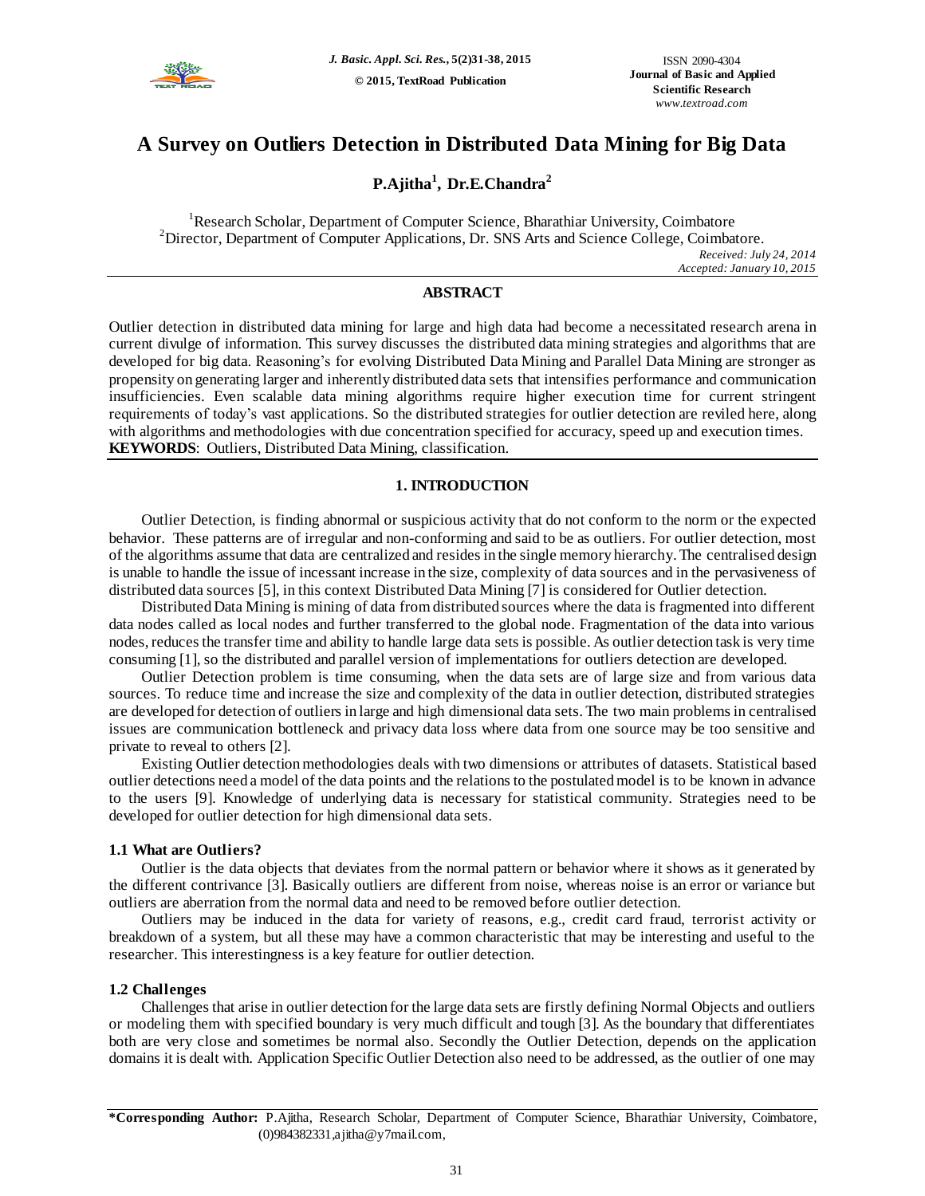# A Survey on Outliers Detection in Distributed Data Mining for Big Data

**P.Ajitha[1], Dr.E.Chandra[2]**

[1]Research Scholar, Department of Computer Science, Bharathiar University, Coimbatore
[2]Director, Department of Computer Applications, Dr. SNS Arts and Science College, Coimbatore.

*Received: July 24, 2014*
*Accepted: January 10, 2015*

## ABSTRACT

Outlier detection in distributed data mining for large and high data had become a necessitated research arena in current divulge of information. This survey discusses the distributed data mining strategies and algorithms that are developed for big data. Reasoning's for evolving Distributed Data Mining and Parallel Data Mining are stronger as propensity on generating larger and inherently distributed data sets that intensifies performance and communication insufficiencies. Even scalable data mining algorithms require higher execution time for current stringent requirements of today's vast applications. So the distributed strategies for outlier detection are reviled here, along with algorithms and methodologies with due concentration specified for accuracy, speed up and execution times.

**KEYWORDS**: Outliers, Distributed Data Mining, classification.

## 1. INTRODUCTION

Outlier Detection, is finding abnormal or suspicious activity that do not conform to the norm or the expected behavior. These patterns are of irregular and non-conforming and said to be as outliers. For outlier detection, most of the algorithms assume that data are centralized and resides in the single memory hierarchy. The centralised design is unable to handle the issue of incessant increase in the size, complexity of data sources and in the pervasiveness of distributed data sources [5], in this context Distributed Data Mining [7] is considered for Outlier detection.

Distributed Data Mining is mining of data from distributed sources where the data is fragmented into different data nodes called as local nodes and further transferred to the global node. Fragmentation of the data into various nodes, reduces the transfer time and ability to handle large data sets is possible. As outlier detection task is very time consuming [1], so the distributed and parallel version of implementations for outliers detection are developed.

Outlier Detection problem is time consuming, when the data sets are of large size and from various data sources. To reduce time and increase the size and complexity of the data in outlier detection, distributed strategies are developed for detection of outliers in large and high dimensional data sets. The two main problems in centralised issues are communication bottleneck and privacy data loss where data from one source may be too sensitive and private to reveal to others [2].

Existing Outlier detection methodologies deals with two dimensions or attributes of datasets. Statistical based outlier detections need a model of the data points and the relations to the postulated model is to be known in advance to the users [9]. Knowledge of underlying data is necessary for statistical community. Strategies need to be developed for outlier detection for high dimensional data sets.

### 1.1 What are Outliers?

Outlier is the data objects that deviates from the normal pattern or behavior where it shows as it generated by the different contrivance [3]. Basically outliers are different from noise, whereas noise is an error or variance but outliers are aberration from the normal data and need to be removed before outlier detection.

Outliers may be induced in the data for variety of reasons, e.g., credit card fraud, terrorist activity or breakdown of a system, but all these may have a common characteristic that may be interesting and useful to the researcher. This interestingness is a key feature for outlier detection.

### 1.2 Challenges

Challenges that arise in outlier detection for the large data sets are firstly defining Normal Objects and outliers or modeling them with specified boundary is very much difficult and tough [3]. As the boundary that differentiates both are very close and sometimes be normal also. Secondly the Outlier Detection, depends on the application domains it is dealt with. Application Specific Outlier Detection also need to be addressed, as the outlier of one may

**\*Corresponding Author:** P.Ajitha, Research Scholar, Department of Computer Science, Bharathiar University, Coimbatore, (0)984382331,ajitha@y7mail.com,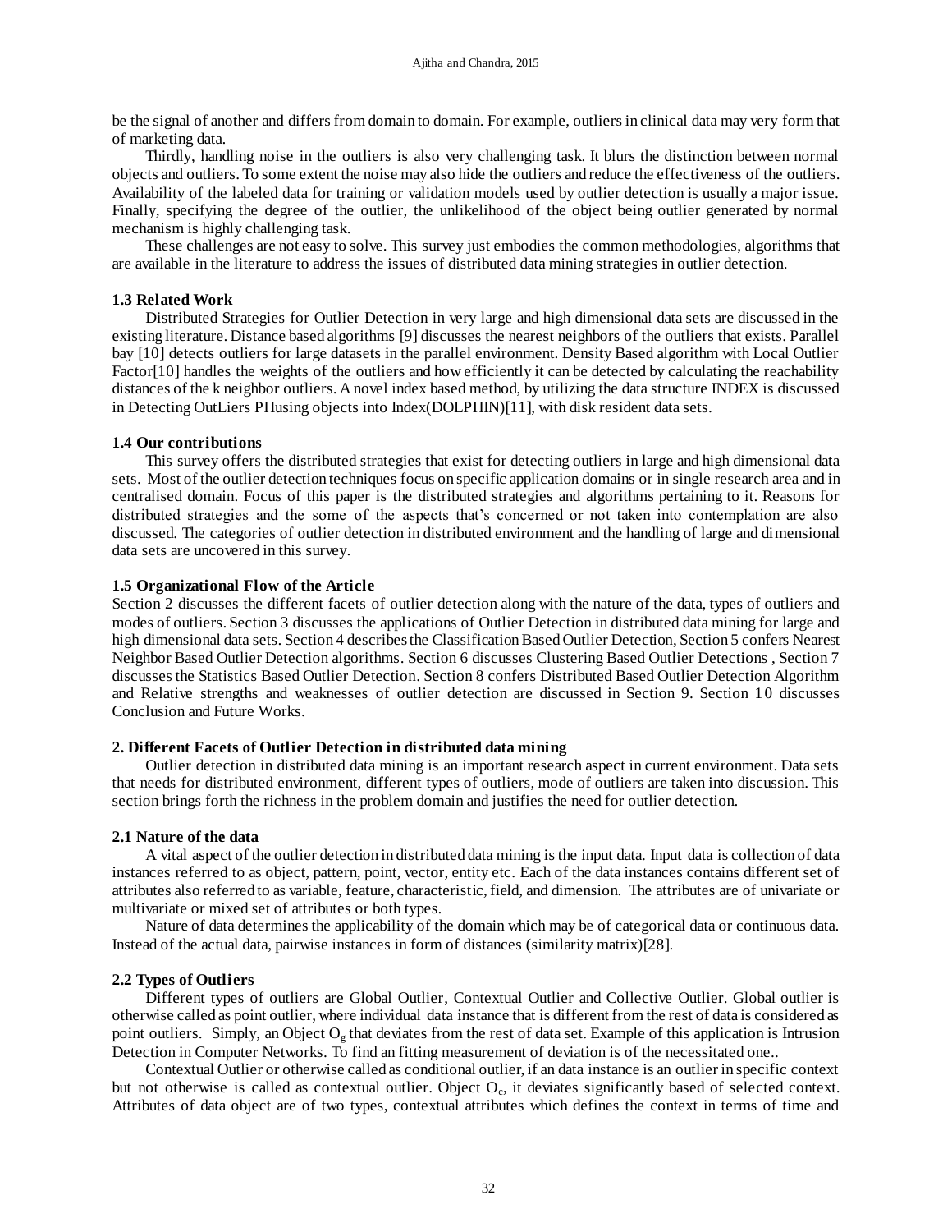be the signal of another and differs from domain to domain. For example, outliers in clinical data may very form that of marketing data.

Thirdly, handling noise in the outliers is also very challenging task. It blurs the distinction between normal objects and outliers. To some extent the noise may also hide the outliers and reduce the effectiveness of the outliers. Availability of the labeled data for training or validation models used by outlier detection is usually a major issue. Finally, specifying the degree of the outlier, the unlikelihood of the object being outlier generated by normal mechanism is highly challenging task.

These challenges are not easy to solve. This survey just embodies the common methodologies, algorithms that are available in the literature to address the issues of distributed data mining strategies in outlier detection.

### 1.3 Related Work

Distributed Strategies for Outlier Detection in very large and high dimensional data sets are discussed in the existing literature. Distance based algorithms [9] discusses the nearest neighbors of the outliers that exists. Parallel bay [10] detects outliers for large datasets in the parallel environment. Density Based algorithm with Local Outlier Factor[10] handles the weights of the outliers and how efficiently it can be detected by calculating the reachability distances of the k neighbor outliers. A novel index based method, by utilizing the data structure INDEX is discussed in Detecting OutLiers PHusing objects into Index(DOLPHIN)[11], with disk resident data sets.

### 1.4 Our contributions

This survey offers the distributed strategies that exist for detecting outliers in large and high dimensional data sets. Most of the outlier detection techniques focus on specific application domains or in single research area and in centralised domain. Focus of this paper is the distributed strategies and algorithms pertaining to it. Reasons for distributed strategies and the some of the aspects that's concerned or not taken into contemplation are also discussed. The categories of outlier detection in distributed environment and the handling of large and dimensional data sets are uncovered in this survey.

### 1.5 Organizational Flow of the Article

Section 2 discusses the different facets of outlier detection along with the nature of the data, types of outliers and modes of outliers. Section 3 discusses the applications of Outlier Detection in distributed data mining for large and high dimensional data sets. Section 4 describes the Classification Based Outlier Detection, Section 5 confers Nearest Neighbor Based Outlier Detection algorithms. Section 6 discusses Clustering Based Outlier Detections , Section 7 discusses the Statistics Based Outlier Detection. Section 8 confers Distributed Based Outlier Detection Algorithm and Relative strengths and weaknesses of outlier detection are discussed in Section 9. Section 10 discusses Conclusion and Future Works.

## 2. Different Facets of Outlier Detection in distributed data mining

Outlier detection in distributed data mining is an important research aspect in current environment. Data sets that needs for distributed environment, different types of outliers, mode of outliers are taken into discussion. This section brings forth the richness in the problem domain and justifies the need for outlier detection.

### 2.1 Nature of the data

A vital aspect of the outlier detection in distributed data mining is the input data. Input data is collection of data instances referred to as object, pattern, point, vector, entity etc. Each of the data instances contains different set of attributes also referred to as variable, feature, characteristic, field, and dimension. The attributes are of univariate or multivariate or mixed set of attributes or both types.

Nature of data determines the applicability of the domain which may be of categorical data or continuous data. Instead of the actual data, pairwise instances in form of distances (similarity matrix)[28].

### 2.2 Types of Outliers

Different types of outliers are Global Outlier, Contextual Outlier and Collective Outlier. Global outlier is otherwise called as point outlier, where individual data instance that is different from the rest of data is considered as point outliers. Simply, an Object $O_g$ that deviates from the rest of data set. Example of this application is Intrusion Detection in Computer Networks. To find an fitting measurement of deviation is of the necessitated one..

Contextual Outlier or otherwise called as conditional outlier, if an data instance is an outlier in specific context but not otherwise is called as contextual outlier. Object $O_c$, it deviates significantly based of selected context. Attributes of data object are of two types, contextual attributes which defines the context in terms of time and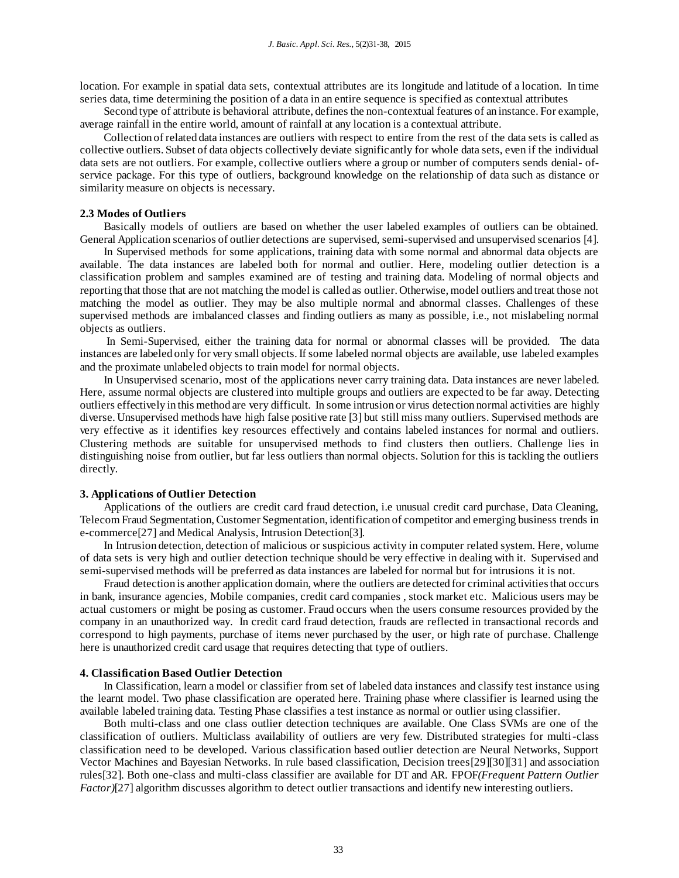location. For example in spatial data sets, contextual attributes are its longitude and latitude of a location. In time series data, time determining the position of a data in an entire sequence is specified as contextual attributes

Second type of attribute is behavioral attribute, defines the non-contextual features of an instance. For example, average rainfall in the entire world, amount of rainfall at any location is a contextual attribute.

Collection of related data instances are outliers with respect to entire from the rest of the data sets is called as collective outliers. Subset of data objects collectively deviate significantly for whole data sets, even if the individual data sets are not outliers. For example, collective outliers where a group or number of computers sends denial- of-service package. For this type of outliers, background knowledge on the relationship of data such as distance or similarity measure on objects is necessary.

### 2.3 Modes of Outliers

Basically models of outliers are based on whether the user labeled examples of outliers can be obtained. General Application scenarios of outlier detections are supervised, semi-supervised and unsupervised scenarios [4].

In Supervised methods for some applications, training data with some normal and abnormal data objects are available. The data instances are labeled both for normal and outlier. Here, modeling outlier detection is a classification problem and samples examined are of testing and training data. Modeling of normal objects and reporting that those that are not matching the model is called as outlier. Otherwise, model outliers and treat those not matching the model as outlier. They may be also multiple normal and abnormal classes. Challenges of these supervised methods are imbalanced classes and finding outliers as many as possible, i.e., not mislabeling normal objects as outliers.

In Semi-Supervised, either the training data for normal or abnormal classes will be provided. The data instances are labeled only for very small objects. If some labeled normal objects are available, use labeled examples and the proximate unlabeled objects to train model for normal objects.

In Unsupervised scenario, most of the applications never carry training data. Data instances are never labeled. Here, assume normal objects are clustered into multiple groups and outliers are expected to be far away. Detecting outliers effectively in this method are very difficult. In some intrusion or virus detection normal activities are highly diverse. Unsupervised methods have high false positive rate [3] but still miss many outliers. Supervised methods are very effective as it identifies key resources effectively and contains labeled instances for normal and outliers. Clustering methods are suitable for unsupervised methods to find clusters then outliers. Challenge lies in distinguishing noise from outlier, but far less outliers than normal objects. Solution for this is tackling the outliers directly.

## 3. Applications of Outlier Detection

Applications of the outliers are credit card fraud detection, i.e unusual credit card purchase, Data Cleaning, Telecom Fraud Segmentation, Customer Segmentation, identification of competitor and emerging business trends in e-commerce[27] and Medical Analysis, Intrusion Detection[3].

In Intrusion detection, detection of malicious or suspicious activity in computer related system. Here, volume of data sets is very high and outlier detection technique should be very effective in dealing with it. Supervised and semi-supervised methods will be preferred as data instances are labeled for normal but for intrusions it is not.

Fraud detection is another application domain, where the outliers are detected for criminal activities that occurs in bank, insurance agencies, Mobile companies, credit card companies , stock market etc. Malicious users may be actual customers or might be posing as customer. Fraud occurs when the users consume resources provided by the company in an unauthorized way. In credit card fraud detection, frauds are reflected in transactional records and correspond to high payments, purchase of items never purchased by the user, or high rate of purchase. Challenge here is unauthorized credit card usage that requires detecting that type of outliers.

## 4. Classification Based Outlier Detection

In Classification, learn a model or classifier from set of labeled data instances and classify test instance using the learnt model. Two phase classification are operated here. Training phase where classifier is learned using the available labeled training data. Testing Phase classifies a test instance as normal or outlier using classifier.

Both multi-class and one class outlier detection techniques are available. One Class SVMs are one of the classification of outliers. Multiclass availability of outliers are very few. Distributed strategies for multi-class classification need to be developed. Various classification based outlier detection are Neural Networks, Support Vector Machines and Bayesian Networks. In rule based classification, Decision trees[29][30][31] and association rules[32]. Both one-class and multi-class classifier are available for DT and AR. FPOF*(Frequent Pattern Outlier Factor)*[27] algorithm discusses algorithm to detect outlier transactions and identify new interesting outliers.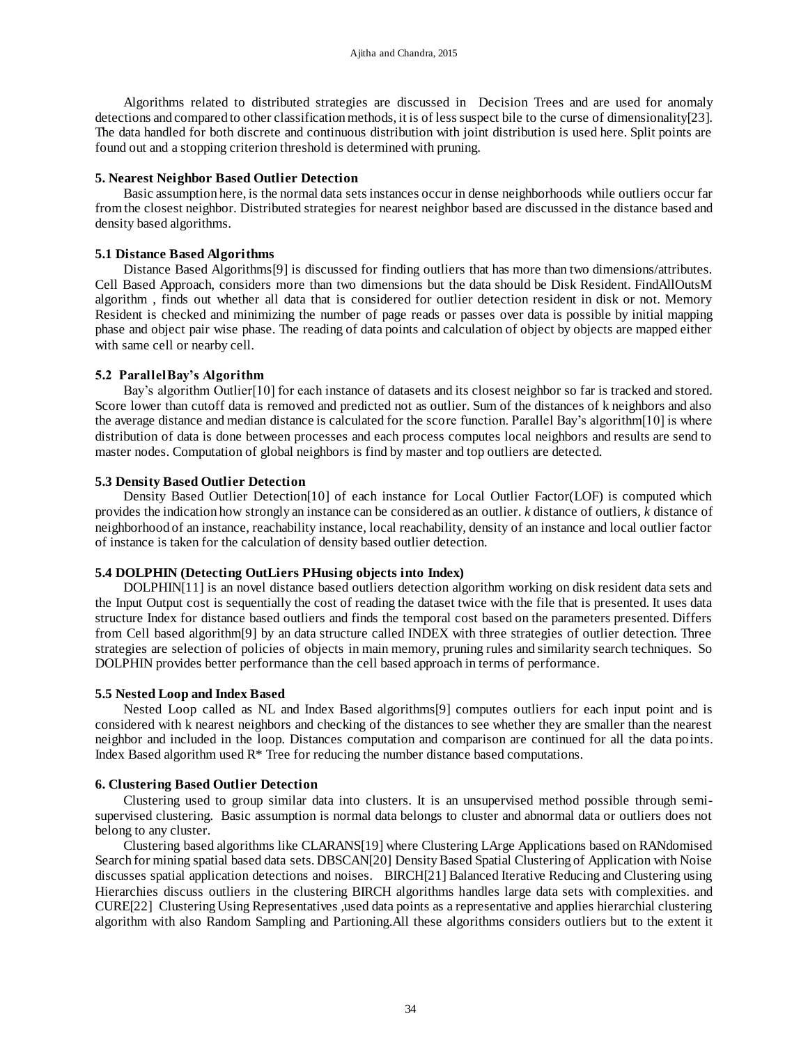Algorithms related to distributed strategies are discussed in Decision Trees and are used for anomaly detections and compared to other classification methods, it is of less suspect bile to the curse of dimensionality[23]. The data handled for both discrete and continuous distribution with joint distribution is used here. Split points are found out and a stopping criterion threshold is determined with pruning.

### 5. Nearest Neighbor Based Outlier Detection

Basic assumption here, is the normal data sets instances occur in dense neighborhoods while outliers occur far from the closest neighbor. Distributed strategies for nearest neighbor based are discussed in the distance based and density based algorithms.

#### 5.1 Distance Based Algorithms

Distance Based Algorithms[9] is discussed for finding outliers that has more than two dimensions/attributes. Cell Based Approach, considers more than two dimensions but the data should be Disk Resident. FindAllOutsM algorithm , finds out whether all data that is considered for outlier detection resident in disk or not. Memory Resident is checked and minimizing the number of page reads or passes over data is possible by initial mapping phase and object pair wise phase. The reading of data points and calculation of object by objects are mapped either with same cell or nearby cell.

#### 5.2 ParallelBay's Algorithm

Bay's algorithm Outlier[10] for each instance of datasets and its closest neighbor so far is tracked and stored. Score lower than cutoff data is removed and predicted not as outlier. Sum of the distances of k neighbors and also the average distance and median distance is calculated for the score function. Parallel Bay's algorithm[10] is where distribution of data is done between processes and each process computes local neighbors and results are send to master nodes. Computation of global neighbors is find by master and top outliers are detected.

#### 5.3 Density Based Outlier Detection

Density Based Outlier Detection[10] of each instance for Local Outlier Factor(LOF) is computed which provides the indication how strongly an instance can be considered as an outlier. *k* distance of outliers, *k* distance of neighborhood of an instance, reachability instance, local reachability, density of an instance and local outlier factor of instance is taken for the calculation of density based outlier detection.

#### 5.4 DOLPHIN (Detecting OutLiers PHusing objects into Index)

DOLPHIN[11] is an novel distance based outliers detection algorithm working on disk resident data sets and the Input Output cost is sequentially the cost of reading the dataset twice with the file that is presented. It uses data structure Index for distance based outliers and finds the temporal cost based on the parameters presented. Differs from Cell based algorithm[9] by an data structure called INDEX with three strategies of outlier detection. Three strategies are selection of policies of objects in main memory, pruning rules and similarity search techniques. So DOLPHIN provides better performance than the cell based approach in terms of performance.

#### 5.5 Nested Loop and Index Based

Nested Loop called as NL and Index Based algorithms[9] computes outliers for each input point and is considered with k nearest neighbors and checking of the distances to see whether they are smaller than the nearest neighbor and included in the loop. Distances computation and comparison are continued for all the data points. Index Based algorithm used R* Tree for reducing the number distance based computations.

### 6. Clustering Based Outlier Detection

Clustering used to group similar data into clusters. It is an unsupervised method possible through semi-supervised clustering. Basic assumption is normal data belongs to cluster and abnormal data or outliers does not belong to any cluster.

Clustering based algorithms like CLARANS[19] where Clustering LArge Applications based on RANdomised Search for mining spatial based data sets. DBSCAN[20] Density Based Spatial Clustering of Application with Noise discusses spatial application detections and noises. BIRCH[21] Balanced Iterative Reducing and Clustering using Hierarchies discuss outliers in the clustering BIRCH algorithms handles large data sets with complexities. and CURE[22] Clustering Using Representatives ,used data points as a representative and applies hierarchial clustering algorithm with also Random Sampling and Partioning.All these algorithms considers outliers but to the extent it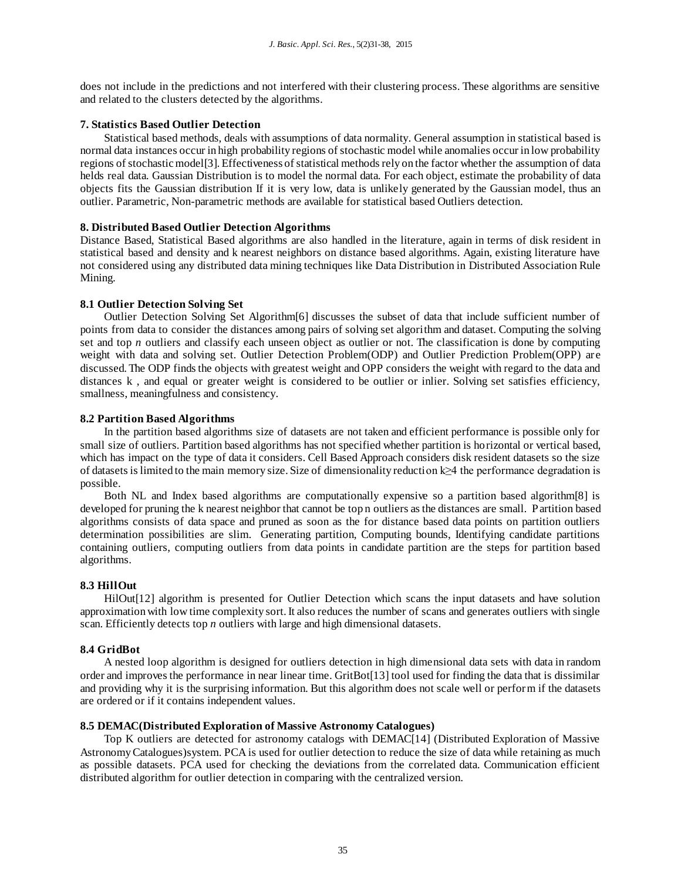does not include in the predictions and not interfered with their clustering process. These algorithms are sensitive and related to the clusters detected by the algorithms.

### 7. Statistics Based Outlier Detection

Statistical based methods, deals with assumptions of data normality. General assumption in statistical based is normal data instances occur in high probability regions of stochastic model while anomalies occur in low probability regions of stochastic model[3]. Effectiveness of statistical methods rely on the factor whether the assumption of data helds real data. Gaussian Distribution is to model the normal data. For each object, estimate the probability of data objects fits the Gaussian distribution If it is very low, data is unlikely generated by the Gaussian model, thus an outlier. Parametric, Non-parametric methods are available for statistical based Outliers detection.

### 8. Distributed Based Outlier Detection Algorithms

Distance Based, Statistical Based algorithms are also handled in the literature, again in terms of disk resident in statistical based and density and k nearest neighbors on distance based algorithms. Again, existing literature have not considered using any distributed data mining techniques like Data Distribution in Distributed Association Rule Mining.

#### 8.1 Outlier Detection Solving Set

Outlier Detection Solving Set Algorithm[6] discusses the subset of data that include sufficient number of points from data to consider the distances among pairs of solving set algorithm and dataset. Computing the solving set and top *n* outliers and classify each unseen object as outlier or not. The classification is done by computing weight with data and solving set. Outlier Detection Problem(ODP) and Outlier Prediction Problem(OPP) are discussed. The ODP finds the objects with greatest weight and OPP considers the weight with regard to the data and distances k , and equal or greater weight is considered to be outlier or inlier. Solving set satisfies efficiency, smallness, meaningfulness and consistency.

#### 8.2 Partition Based Algorithms

In the partition based algorithms size of datasets are not taken and efficient performance is possible only for small size of outliers. Partition based algorithms has not specified whether partition is horizontal or vertical based, which has impact on the type of data it considers. Cell Based Approach considers disk resident datasets so the size of datasets is limited to the main memory size. Size of dimensionality reduction $k \geq 4$ the performance degradation is possible.

Both NL and Index based algorithms are computationally expensive so a partition based algorithm[8] is developed for pruning the k nearest neighbor that cannot be top n outliers as the distances are small. Partition based algorithms consists of data space and pruned as soon as the for distance based data points on partition outliers determination possibilities are slim. Generating partition, Computing bounds, Identifying candidate partitions containing outliers, computing outliers from data points in candidate partition are the steps for partition based algorithms.

#### 8.3 HillOut

HilOut[12] algorithm is presented for Outlier Detection which scans the input datasets and have solution approximation with low time complexity sort. It also reduces the number of scans and generates outliers with single scan. Efficiently detects top *n* outliers with large and high dimensional datasets.

#### 8.4 GridBot

A nested loop algorithm is designed for outliers detection in high dimensional data sets with data in random order and improves the performance in near linear time. GritBot[13] tool used for finding the data that is dissimilar and providing why it is the surprising information. But this algorithm does not scale well or perform if the datasets are ordered or if it contains independent values.

#### 8.5 DEMAC(Distributed Exploration of Massive Astronomy Catalogues)

Top K outliers are detected for astronomy catalogs with DEMAC[14] (Distributed Exploration of Massive Astronomy Catalogues)system. PCA is used for outlier detection to reduce the size of data while retaining as much as possible datasets. PCA used for checking the deviations from the correlated data. Communication efficient distributed algorithm for outlier detection in comparing with the centralized version.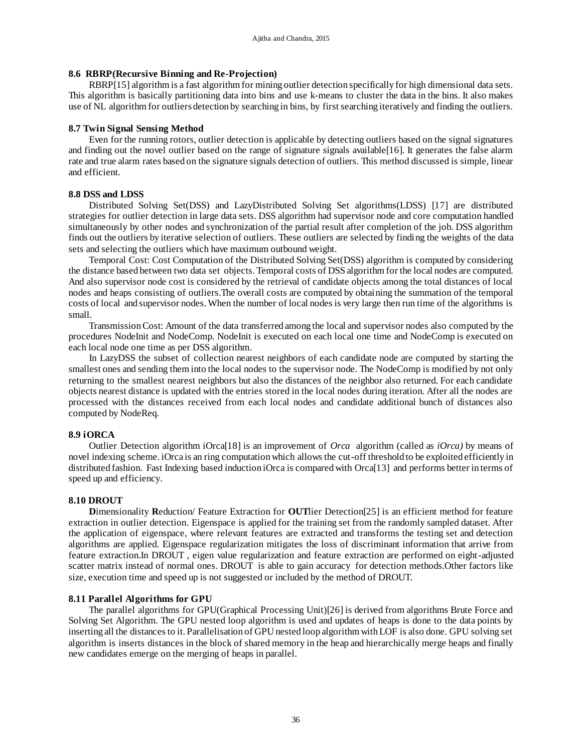### 8.6 RBRP(Recursive Binning and Re-Projection)

RBRP[15] algorithm is a fast algorithm for mining outlier detection specifically for high dimensional data sets. This algorithm is basically partitioning data into bins and use k-means to cluster the data in the bins. It also makes use of NL algorithm for outliers detection by searching in bins, by first searching iteratively and finding the outliers.

### 8.7 Twin Signal Sensing Method

Even for the running rotors, outlier detection is applicable by detecting outliers based on the signal signatures and finding out the novel outlier based on the range of signature signals available[16]. It generates the false alarm rate and true alarm rates based on the signature signals detection of outliers. This method discussed is simple, linear and efficient.

### 8.8 DSS and LDSS

Distributed Solving Set(DSS) and LazyDistributed Solving Set algorithms(LDSS) [17] are distributed strategies for outlier detection in large data sets. DSS algorithm had supervisor node and core computation handled simultaneously by other nodes and synchronization of the partial result after completion of the job. DSS algorithm finds out the outliers by iterative selection of outliers. These outliers are selected by finding the weights of the data sets and selecting the outliers which have maximum outbound weight.

Temporal Cost: Cost Computation of the Distributed Solving Set(DSS) algorithm is computed by considering the distance based between two data set objects. Temporal costs of DSS algorithm for the local nodes are computed. And also supervisor node cost is considered by the retrieval of candidate objects among the total distances of local nodes and heaps consisting of outliers.The overall costs are computed by obtaining the summation of the temporal costs of local and supervisor nodes. When the number of local nodes is very large then run time of the algorithms is small.

Transmission Cost: Amount of the data transferred among the local and supervisor nodes also computed by the procedures NodeInit and NodeComp. NodeInit is executed on each local one time and NodeComp is executed on each local node one time as per DSS algorithm.

In LazyDSS the subset of collection nearest neighbors of each candidate node are computed by starting the smallest ones and sending them into the local nodes to the supervisor node. The NodeComp is modified by not only returning to the smallest nearest neighbors but also the distances of the neighbor also returned. For each candidate objects nearest distance is updated with the entries stored in the local nodes during iteration. After all the nodes are processed with the distances received from each local nodes and candidate additional bunch of distances also computed by NodeReq.

### 8.9 iORCA

Outlier Detection algorithm iOrca[18] is an improvement of *Orca* algorithm (called as *iOrca)* by means of novel indexing scheme. iOrca is an ring computation which allows the cut-off threshold to be exploited efficiently in distributed fashion. Fast Indexing based induction iOrca is compared with Orca[13] and performs better in terms of speed up and efficiency.

### 8.10 DROUT

**D**imensionality **R**eduction/ Feature Extraction for **OUT**lier Detection[25] is an efficient method for feature extraction in outlier detection. Eigenspace is applied for the training set from the randomly sampled dataset. After the application of eigenspace, where relevant features are extracted and transforms the testing set and detection algorithms are applied. Eigenspace regularization mitigates the loss of discriminant information that arrive from feature extraction.In DROUT , eigen value regularization and feature extraction are performed on eight-adjusted scatter matrix instead of normal ones. DROUT is able to gain accuracy for detection methods.Other factors like size, execution time and speed up is not suggested or included by the method of DROUT.

### 8.11 Parallel Algorithms for GPU

The parallel algorithms for GPU(Graphical Processing Unit)[26] is derived from algorithms Brute Force and Solving Set Algorithm. The GPU nested loop algorithm is used and updates of heaps is done to the data points by inserting all the distances to it. Parallelisation of GPU nested loop algorithm with LOF is also done. GPU solving set algorithm is inserts distances in the block of shared memory in the heap and hierarchically merge heaps and finally new candidates emerge on the merging of heaps in parallel.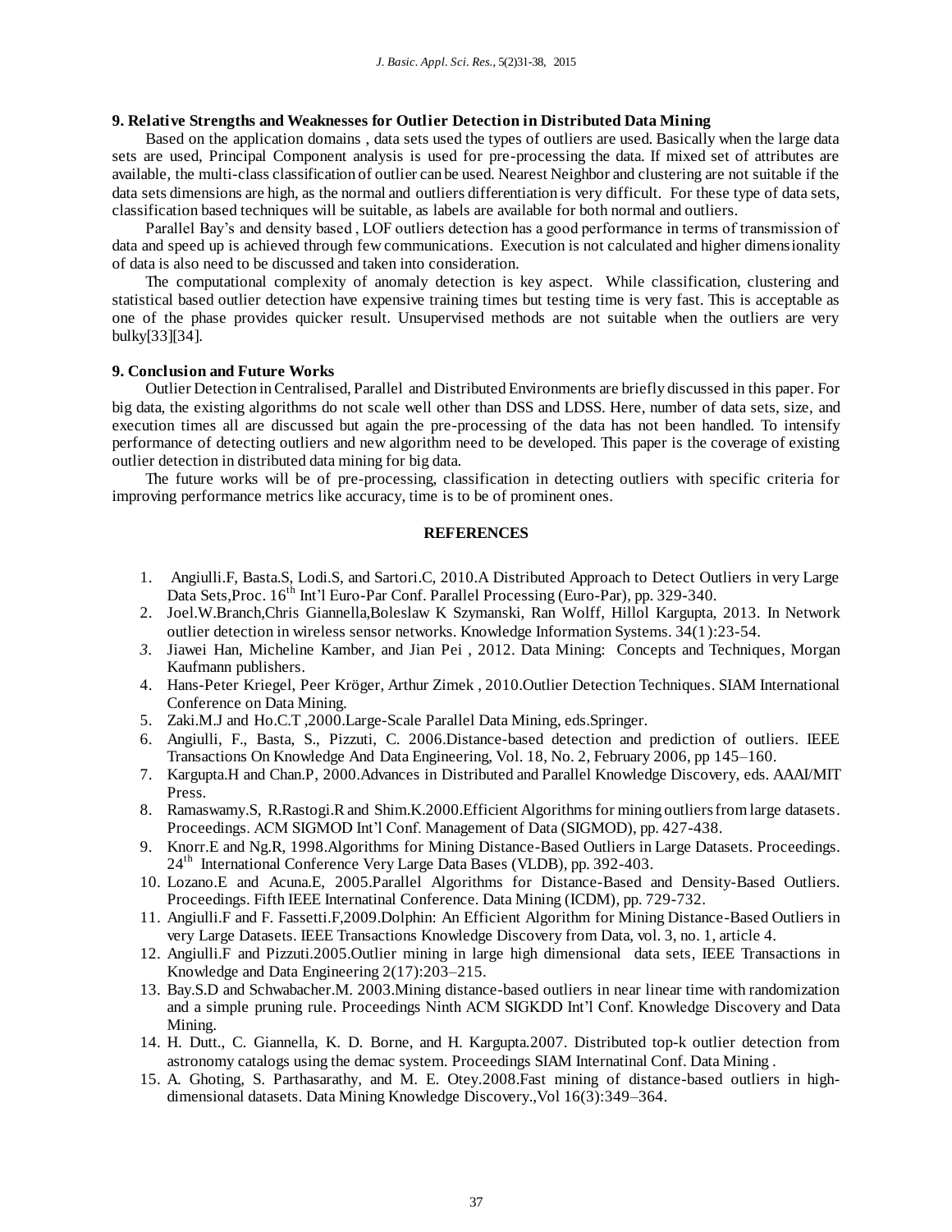## 9. Relative Strengths and Weaknesses for Outlier Detection in Distributed Data Mining

Based on the application domains , data sets used the types of outliers are used. Basically when the large data sets are used, Principal Component analysis is used for pre-processing the data. If mixed set of attributes are available, the multi-class classification of outlier can be used. Nearest Neighbor and clustering are not suitable if the data sets dimensions are high, as the normal and outliers differentiation is very difficult. For these type of data sets, classification based techniques will be suitable, as labels are available for both normal and outliers.

Parallel Bay's and density based , LOF outliers detection has a good performance in terms of transmission of data and speed up is achieved through few communications. Execution is not calculated and higher dimensionality of data is also need to be discussed and taken into consideration.

The computational complexity of anomaly detection is key aspect. While classification, clustering and statistical based outlier detection have expensive training times but testing time is very fast. This is acceptable as one of the phase provides quicker result. Unsupervised methods are not suitable when the outliers are very bulky[33][34].

## 9. Conclusion and Future Works

Outlier Detection in Centralised, Parallel and Distributed Environments are briefly discussed in this paper. For big data, the existing algorithms do not scale well other than DSS and LDSS. Here, number of data sets, size, and execution times all are discussed but again the pre-processing of the data has not been handled. To intensify performance of detecting outliers and new algorithm need to be developed. This paper is the coverage of existing outlier detection in distributed data mining for big data.

The future works will be of pre-processing, classification in detecting outliers with specific criteria for improving performance metrics like accuracy, time is to be of prominent ones.

## REFERENCES

1. Angiulli.F, Basta.S, Lodi.S, and Sartori.C, 2010.A Distributed Approach to Detect Outliers in very Large Data Sets,Proc. 16th Int'l Euro-Par Conf. Parallel Processing (Euro-Par), pp. 329-340.
2. Joel.W.Branch,Chris Giannella,Boleslaw K Szymanski, Ran Wolff, Hillol Kargupta, 2013. In Network outlier detection in wireless sensor networks. Knowledge Information Systems. 34(1):23-54.
3. Jiawei Han, Micheline Kamber, and Jian Pei , 2012. Data Mining: Concepts and Techniques, Morgan Kaufmann publishers.
4. Hans-Peter Kriegel, Peer Kröger, Arthur Zimek , 2010.Outlier Detection Techniques. SIAM International Conference on Data Mining.
5. Zaki.M.J and Ho.C.T ,2000.Large-Scale Parallel Data Mining, eds.Springer.
6. Angiulli, F., Basta, S., Pizzuti, C. 2006.Distance-based detection and prediction of outliers. IEEE Transactions On Knowledge And Data Engineering, Vol. 18, No. 2, February 2006, pp 145–160.
7. Kargupta.H and Chan.P, 2000.Advances in Distributed and Parallel Knowledge Discovery, eds. AAAI/MIT Press.
8. Ramaswamy.S, R.Rastogi.R and Shim.K.2000.Efficient Algorithms for mining outliers from large datasets. Proceedings. ACM SIGMOD Int'l Conf. Management of Data (SIGMOD), pp. 427-438.
9. Knorr.E and Ng.R, 1998.Algorithms for Mining Distance-Based Outliers in Large Datasets. Proceedings. 24th International Conference Very Large Data Bases (VLDB), pp. 392-403.
10. Lozano.E and Acuna.E, 2005.Parallel Algorithms for Distance-Based and Density-Based Outliers. Proceedings. Fifth IEEE Internatinal Conference. Data Mining (ICDM), pp. 729-732.
11. Angiulli.F and F. Fassetti.F,2009.Dolphin: An Efficient Algorithm for Mining Distance-Based Outliers in very Large Datasets. IEEE Transactions Knowledge Discovery from Data, vol. 3, no. 1, article 4.
12. Angiulli.F and Pizzuti.2005.Outlier mining in large high dimensional data sets, IEEE Transactions in Knowledge and Data Engineering 2(17):203–215.
13. Bay.S.D and Schwabacher.M. 2003.Mining distance-based outliers in near linear time with randomization and a simple pruning rule. Proceedings Ninth ACM SIGKDD Int'l Conf. Knowledge Discovery and Data Mining.
14. H. Dutt., C. Giannella, K. D. Borne, and H. Kargupta.2007. Distributed top-k outlier detection from astronomy catalogs using the demac system. Proceedings SIAM Internatinal Conf. Data Mining .
15. A. Ghoting, S. Parthasarathy, and M. E. Otey.2008.Fast mining of distance-based outliers in high-dimensional datasets. Data Mining Knowledge Discovery.,Vol 16(3):349–364.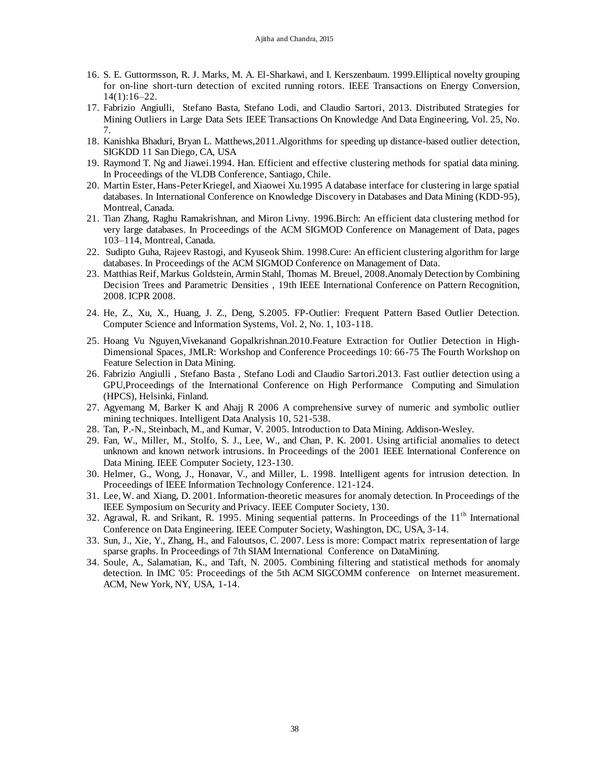16. S. E. Guttormsson, R. J. Marks, M. A. El-Sharkawi, and I. Kerszenbaum. 1999.Elliptical novelty grouping for on-line short-turn detection of excited running rotors. IEEE Transactions on Energy Conversion, 14(1):16–22.
17. Fabrizio Angiulli, Stefano Basta, Stefano Lodi, and Claudio Sartori, 2013. Distributed Strategies for Mining Outliers in Large Data Sets IEEE Transactions On Knowledge And Data Engineering, Vol. 25, No. 7.
18. Kanishka Bhaduri, Bryan L. Matthews,2011.Algorithms for speeding up distance-based outlier detection, SIGKDD 11 San Diego, CA, USA
19. Raymond T. Ng and Jiawei.1994. Han. Efficient and effective clustering methods for spatial data mining. In Proceedings of the VLDB Conference, Santiago, Chile.
20. Martin Ester, Hans-Peter Kriegel, and Xiaowei Xu.1995 A database interface for clustering in large spatial databases. In International Conference on Knowledge Discovery in Databases and Data Mining (KDD-95), Montreal, Canada.
21. Tian Zhang, Raghu Ramakrishnan, and Miron Livny. 1996.Birch: An efficient data clustering method for very large databases. In Proceedings of the ACM SIGMOD Conference on Management of Data, pages 103–114, Montreal, Canada.
22. Sudipto Guha, Rajeev Rastogi, and Kyuseok Shim. 1998.Cure: An efficient clustering algorithm for large databases. In Proceedings of the ACM SIGMOD Conference on Management of Data.
23. Matthias Reif, Markus Goldstein, Armin Stahl, Thomas M. Breuel, 2008.Anomaly Detection by Combining Decision Trees and Parametric Densities , 19th IEEE International Conference on Pattern Recognition, 2008. ICPR 2008.
24. He, Z., Xu, X., Huang, J. Z., Deng, S.2005. FP-Outlier: Frequent Pattern Based Outlier Detection. Computer Science and Information Systems, Vol. 2, No. 1, 103-118.
25. Hoang Vu Nguyen,Vivekanand Gopalkrishnan.2010.Feature Extraction for Outlier Detection in High-Dimensional Spaces, JMLR: Workshop and Conference Proceedings 10: 66-75 The Fourth Workshop on Feature Selection in Data Mining.
26. Fabrizio Angiulli , Stefano Basta , Stefano Lodi and Claudio Sartori.2013. Fast outlier detection using a GPU,Proceedings of the International Conference on High Performance Computing and Simulation (HPCS), Helsinki, Finland.
27. Agyemang M, Barker K and Ahajj R 2006 A comprehensive survey of numeric and symbolic outlier mining techniques. Intelligent Data Analysis 10, 521-538.
28. Tan, P.-N., Steinbach, M., and Kumar, V. 2005. Introduction to Data Mining. Addison-Wesley.
29. Fan, W., Miller, M., Stolfo, S. J., Lee, W., and Chan, P. K. 2001. Using artificial anomalies to detect unknown and known network intrusions. In Proceedings of the 2001 IEEE International Conference on Data Mining. IEEE Computer Society, 123-130.
30. Helmer, G., Wong, J., Honavar, V., and Miller, L. 1998. Intelligent agents for intrusion detection. In Proceedings of IEEE Information Technology Conference. 121-124.
31. Lee, W. and Xiang, D. 2001. Information-theoretic measures for anomaly detection. In Proceedings of the IEEE Symposium on Security and Privacy. IEEE Computer Society, 130.
32. Agrawal, R. and Srikant, R. 1995. Mining sequential patterns. In Proceedings of the 11th International Conference on Data Engineering. IEEE Computer Society, Washington, DC, USA, 3-14.
33. Sun, J., Xie, Y., Zhang, H., and Faloutsos, C. 2007. Less is more: Compact matrix representation of large sparse graphs. In Proceedings of 7th SIAM International Conference on DataMining.
34. Soule, A., Salamatian, K., and Taft, N. 2005. Combining filtering and statistical methods for anomaly detection. In IMC '05: Proceedings of the 5th ACM SIGCOMM conference on Internet measurement. ACM, New York, NY, USA, 1-14.